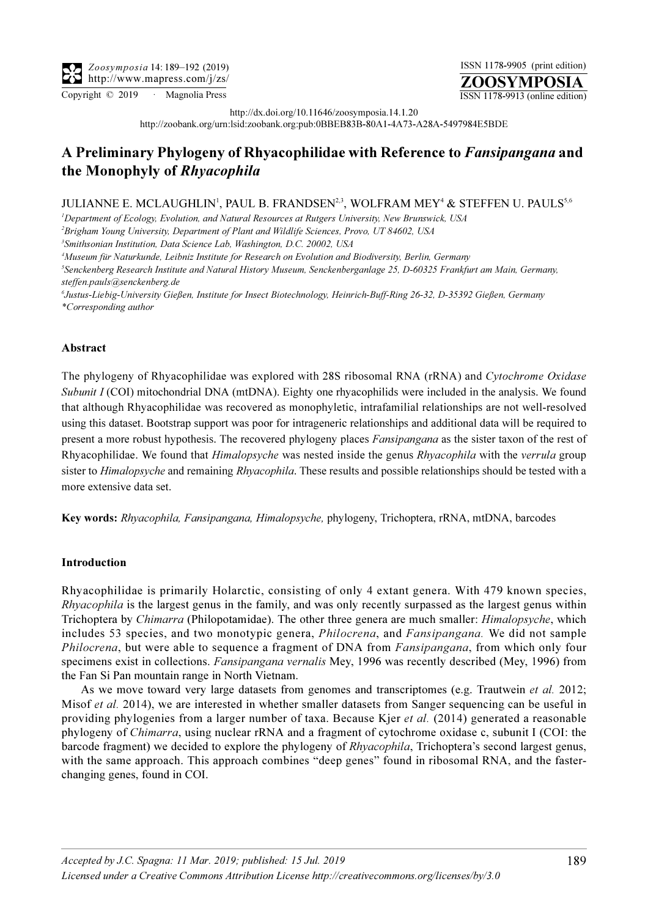http://dx.doi.org/10.11646/zoosymposia.14.1.20

http://zoobank.org/urn:lsid:zoobank.org:pub:0BBEB83B-80A1-4A73-A28A-5497984E5BDE

# A Preliminary Phylogeny of Rhyacophilidae with Reference to *Fansipangana* and the Monophyly of *Rhyacophila*

JULIANNE E. MCLAUGHLIN[1], PAUL B. FRANDSEN[2,3], WOLFRAM MEY[4] & STEFFEN U. PAULS[5,6]

[1]*Department of Ecology, Evolution, and Natural Resources at Rutgers University, New Brunswick, USA*

[2]*Brigham Young University, Department of Plant and Wildlife Sciences, Provo, UT 84602, USA*

[3]*Smithsonian Institution, Data Science Lab, Washington, D.C. 20002, USA*

[4]*Museum für Naturkunde, Leibniz Institute for Research on Evolution and Biodiversity, Berlin, Germany*

[5]*Senckenberg Research Institute and Natural History Museum, Senckenberganlage 25, D-60325 Frankfurt am Main, Germany, steffen.pauls@senckenberg.de*

[6]*Justus-Liebig-University Gießen, Institute for Insect Biotechnology, Heinrich-Buff-Ring 26-32, D-35392 Gießen, Germany*

*\*Corresponding author*

## Abstract

The phylogeny of Rhyacophilidae was explored with 28S ribosomal RNA (rRNA) and *Cytochrome Oxidase Subunit I* (COI) mitochondrial DNA (mtDNA). Eighty one rhyacophilids were included in the analysis. We found that although Rhyacophilidae was recovered as monophyletic, intrafamilial relationships are not well-resolved using this dataset. Bootstrap support was poor for intrageneric relationships and additional data will be required to present a more robust hypothesis. The recovered phylogeny places *Fansipangana* as the sister taxon of the rest of Rhyacophilidae. We found that *Himalopsyche* was nested inside the genus *Rhyacophila* with the *verrula* group sister to *Himalopsyche* and remaining *Rhyacophila*. These results and possible relationships should be tested with a more extensive data set.

**Key words:** *Rhyacophila, Fansipangana, Himalopsyche,* phylogeny, Trichoptera, rRNA, mtDNA, barcodes

## Introduction

Rhyacophilidae is primarily Holarctic, consisting of only 4 extant genera. With 479 known species, *Rhyacophila* is the largest genus in the family, and was only recently surpassed as the largest genus within Trichoptera by *Chimarra* (Philopotamidae). The other three genera are much smaller: *Himalopsyche*, which includes 53 species, and two monotypic genera, *Philocrena*, and *Fansipangana.* We did not sample *Philocrena*, but were able to sequence a fragment of DNA from *Fansipangana*, from which only four specimens exist in collections. *Fansipangana vernalis* Mey, 1996 was recently described (Mey, 1996) from the Fan Si Pan mountain range in North Vietnam.

As we move toward very large datasets from genomes and transcriptomes (e.g. Trautwein *et al.* 2012; Misof *et al.* 2014), we are interested in whether smaller datasets from Sanger sequencing can be useful in providing phylogenies from a larger number of taxa. Because Kjer *et al.* (2014) generated a reasonable phylogeny of *Chimarra*, using nuclear rRNA and a fragment of cytochrome oxidase c, subunit I (COI: the barcode fragment) we decided to explore the phylogeny of *Rhyacophila*, Trichoptera's second largest genus, with the same approach. This approach combines "deep genes" found in ribosomal RNA, and the faster-changing genes, found in COI.

*Accepted by J.C. Spagna: 11 Mar. 2019; published: 15 Jul. 2019*

*Licensed under a Creative Commons Attribution License http://creativecommons.org/licenses/by/3.0*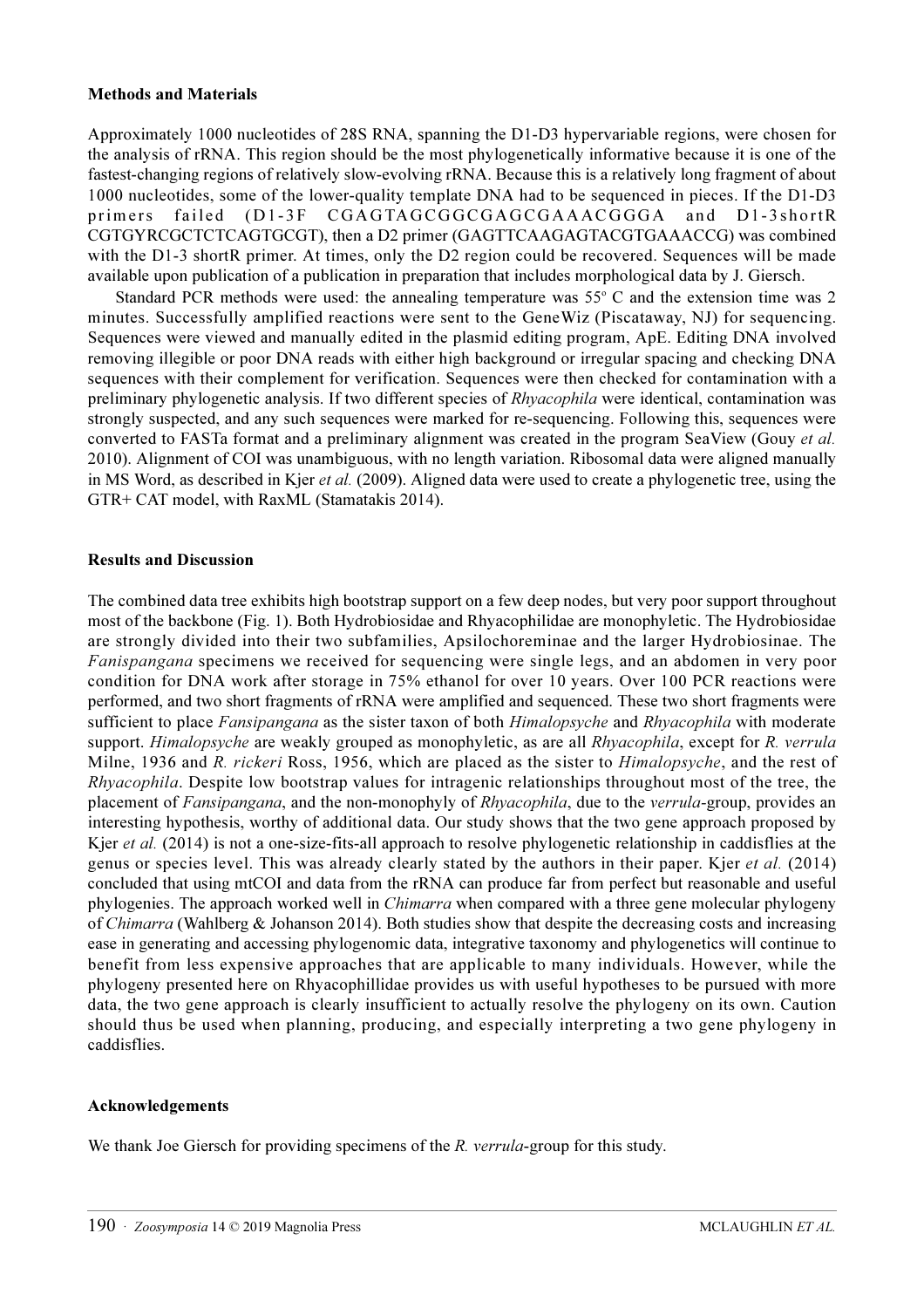**Methods and Materials**

Approximately 1000 nucleotides of 28S RNA, spanning the D1-D3 hypervariable regions, were chosen for the analysis of rRNA. This region should be the most phylogenetically informative because it is one of the fastest-changing regions of relatively slow-evolving rRNA. Because this is a relatively long fragment of about 1000 nucleotides, some of the lower-quality template DNA had to be sequenced in pieces. If the D1-D3 primers failed (D1-3F CGAGTAGCGGCGAGCGAAACGGGA and D1-3shortR CGTGYRCGCTCTCAGTGCGT), then a D2 primer (GAGTTCAAGAGTACGTGAAACCG) was combined with the D1-3 shortR primer. At times, only the D2 region could be recovered. Sequences will be made available upon publication of a publication in preparation that includes morphological data by J. Giersch.

Standard PCR methods were used: the annealing temperature was 55° C and the extension time was 2 minutes. Successfully amplified reactions were sent to the GeneWiz (Piscataway, NJ) for sequencing. Sequences were viewed and manually edited in the plasmid editing program, ApE. Editing DNA involved removing illegible or poor DNA reads with either high background or irregular spacing and checking DNA sequences with their complement for verification. Sequences were then checked for contamination with a preliminary phylogenetic analysis. If two different species of *Rhyacophila* were identical, contamination was strongly suspected, and any such sequences were marked for re-sequencing. Following this, sequences were converted to FASTa format and a preliminary alignment was created in the program SeaView (Gouy *et al.* 2010). Alignment of COI was unambiguous, with no length variation. Ribosomal data were aligned manually in MS Word, as described in Kjer *et al.* (2009). Aligned data were used to create a phylogenetic tree, using the GTR+ CAT model, with RaxML (Stamatakis 2014).

**Results and Discussion**

The combined data tree exhibits high bootstrap support on a few deep nodes, but very poor support throughout most of the backbone (Fig. 1). Both Hydrobiosidae and Rhyacophilidae are monophyletic. The Hydrobiosidae are strongly divided into their two subfamilies, Apsilochoreminae and the larger Hydrobiosinae. The *Fanispangana* specimens we received for sequencing were single legs, and an abdomen in very poor condition for DNA work after storage in 75% ethanol for over 10 years. Over 100 PCR reactions were performed, and two short fragments of rRNA were amplified and sequenced. These two short fragments were sufficient to place *Fansipangana* as the sister taxon of both *Himalopsyche* and *Rhyacophila* with moderate support. *Himalopsyche* are weakly grouped as monophyletic, as are all *Rhyacophila*, except for *R. verrula* Milne, 1936 and *R. rickeri* Ross, 1956, which are placed as the sister to *Himalopsyche*, and the rest of *Rhyacophila*. Despite low bootstrap values for intragenic relationships throughout most of the tree, the placement of *Fansipangana*, and the non-monophyly of *Rhyacophila*, due to the *verrula*-group, provides an interesting hypothesis, worthy of additional data. Our study shows that the two gene approach proposed by Kjer *et al.* (2014) is not a one-size-fits-all approach to resolve phylogenetic relationship in caddisflies at the genus or species level. This was already clearly stated by the authors in their paper. Kjer *et al.* (2014) concluded that using mtCOI and data from the rRNA can produce far from perfect but reasonable and useful phylogenies. The approach worked well in *Chimarra* when compared with a three gene molecular phylogeny of *Chimarra* (Wahlberg & Johanson 2014). Both studies show that despite the decreasing costs and increasing ease in generating and accessing phylogenomic data, integrative taxonomy and phylogenetics will continue to benefit from less expensive approaches that are applicable to many individuals. However, while the phylogeny presented here on Rhyacophillidae provides us with useful hypotheses to be pursued with more data, the two gene approach is clearly insufficient to actually resolve the phylogeny on its own. Caution should thus be used when planning, producing, and especially interpreting a two gene phylogeny in caddisflies.

**Acknowledgements**

We thank Joe Giersch for providing specimens of the *R. verrula*-group for this study.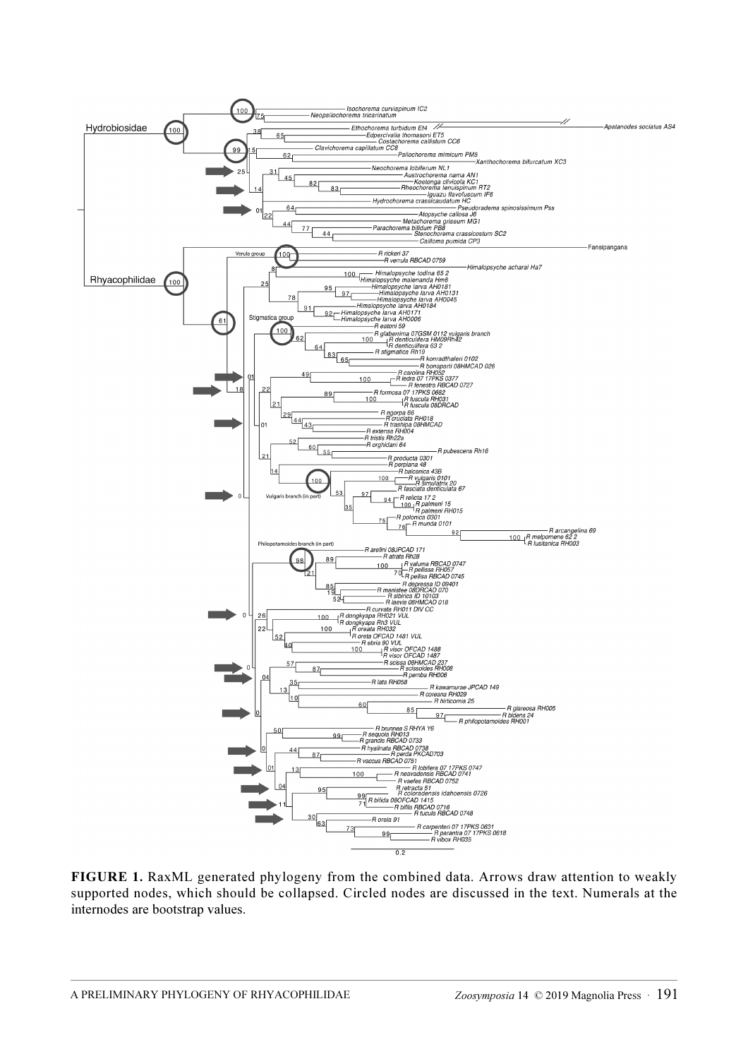**FIGURE 1.** RaxML generated phylogeny from the combined data. Arrows draw attention to weakly supported nodes, which should be collapsed. Circled nodes are discussed in the text. Numerals at the internodes are bootstrap values.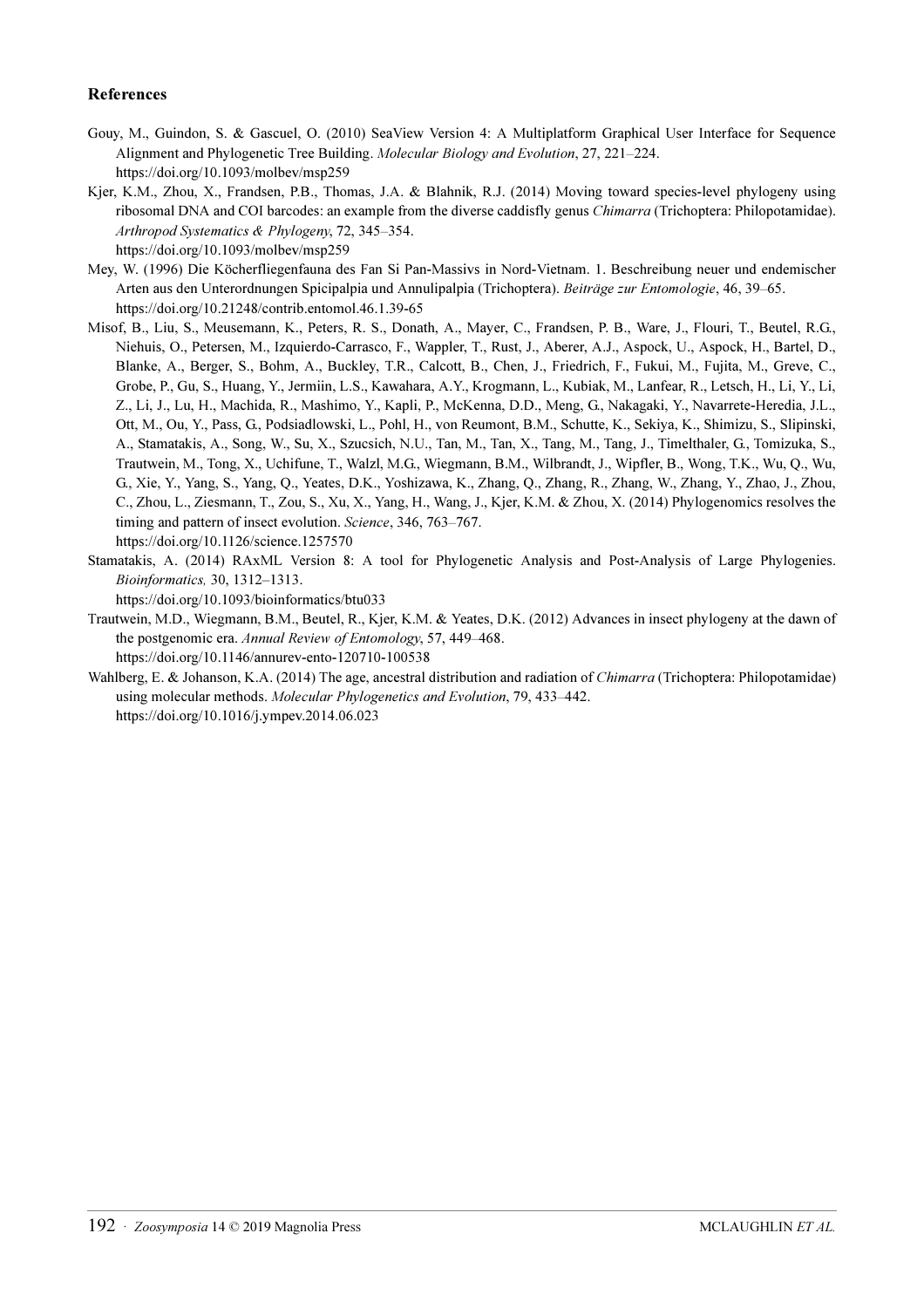## References

Gouy, M., Guindon, S. & Gascuel, O. (2010) SeaView Version 4: A Multiplatform Graphical User Interface for Sequence Alignment and Phylogenetic Tree Building. *Molecular Biology and Evolution*, 27, 221–224. https://doi.org/10.1093/molbev/msp259

Kjer, K.M., Zhou, X., Frandsen, P.B., Thomas, J.A. & Blahnik, R.J. (2014) Moving toward species-level phylogeny using ribosomal DNA and COI barcodes: an example from the diverse caddisfly genus *Chimarra* (Trichoptera: Philopotamidae). *Arthropod Systematics & Phylogeny*, 72, 345–354. https://doi.org/10.1093/molbev/msp259

Mey, W. (1996) Die Köcherfliegenfauna des Fan Si Pan-Massivs in Nord-Vietnam. 1. Beschreibung neuer und endemischer Arten aus den Unterordnungen Spicipalpia und Annulipalpia (Trichoptera). *Beiträge zur Entomologie*, 46, 39–65. https://doi.org/10.21248/contrib.entomol.46.1.39-65

Misof, B., Liu, S., Meusemann, K., Peters, R. S., Donath, A., Mayer, C., Frandsen, P. B., Ware, J., Flouri, T., Beutel, R.G., Niehuis, O., Petersen, M., Izquierdo-Carrasco, F., Wappler, T., Rust, J., Aberer, A.J., Aspock, U., Aspock, H., Bartel, D., Blanke, A., Berger, S., Bohm, A., Buckley, T.R., Calcott, B., Chen, J., Friedrich, F., Fukui, M., Fujita, M., Greve, C., Grobe, P., Gu, S., Huang, Y., Jermiin, L.S., Kawahara, A.Y., Krogmann, L., Kubiak, M., Lanfear, R., Letsch, H., Li, Y., Li, Z., Li, J., Lu, H., Machida, R., Mashimo, Y., Kapli, P., McKenna, D.D., Meng, G., Nakagaki, Y., Navarrete-Heredia, J.L., Ott, M., Ou, Y., Pass, G., Podsiadlowski, L., Pohl, H., von Reumont, B.M., Schutte, K., Sekiya, K., Shimizu, S., Slipinski, A., Stamatakis, A., Song, W., Su, X., Szucsich, N.U., Tan, M., Tan, X., Tang, M., Tang, J., Timelthaler, G., Tomizuka, S., Trautwein, M., Tong, X., Uchifune, T., Walzl, M.G., Wiegmann, B.M., Wilbrandt, J., Wipfler, B., Wong, T.K., Wu, Q., Wu, G., Xie, Y., Yang, S., Yang, Q., Yeates, D.K., Yoshizawa, K., Zhang, Q., Zhang, R., Zhang, W., Zhang, Y., Zhao, J., Zhou, C., Zhou, L., Ziesmann, T., Zou, S., Xu, X., Yang, H., Wang, J., Kjer, K.M. & Zhou, X. (2014) Phylogenomics resolves the timing and pattern of insect evolution. *Science*, 346, 763–767. https://doi.org/10.1126/science.1257570

Stamatakis, A. (2014) RAxML Version 8: A tool for Phylogenetic Analysis and Post-Analysis of Large Phylogenies. *Bioinformatics,* 30, 1312–1313. https://doi.org/10.1093/bioinformatics/btu033

Trautwein, M.D., Wiegmann, B.M., Beutel, R., Kjer, K.M. & Yeates, D.K. (2012) Advances in insect phylogeny at the dawn of the postgenomic era. *Annual Review of Entomology*, 57, 449–468. https://doi.org/10.1146/annurev-ento-120710-100538

Wahlberg, E. & Johanson, K.A. (2014) The age, ancestral distribution and radiation of *Chimarra* (Trichoptera: Philopotamidae) using molecular methods. *Molecular Phylogenetics and Evolution*, 79, 433–442. https://doi.org/10.1016/j.ympev.2014.06.023